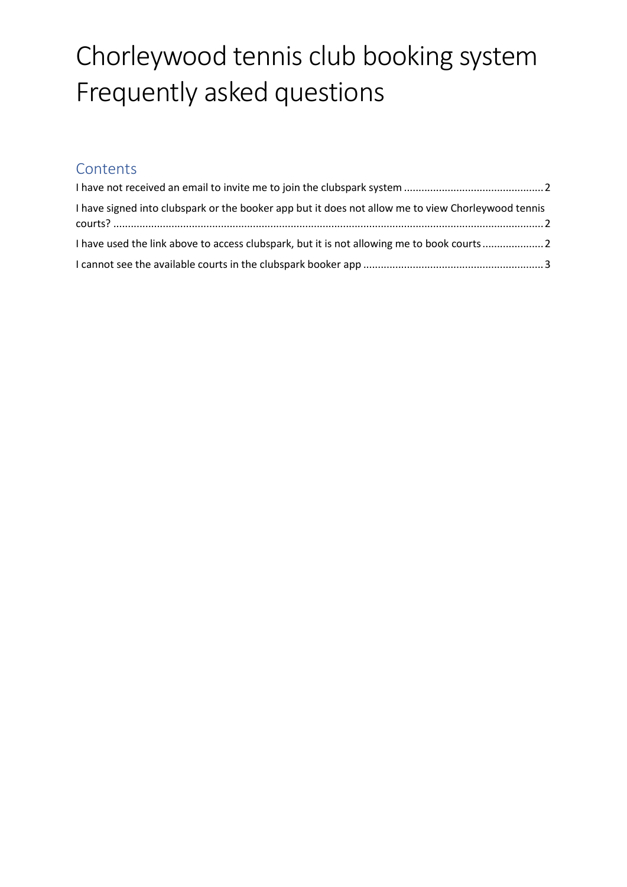# Chorleywood tennis club booking system Frequently asked questions

## Contents

I have not received an email to invite me to join the clubspark system ............................................... 2

I have signed into clubspark or the booker app but it does not allow me to view Chorleywood tennis courts? .................................................................................................................................................. 2

I have used the link above to access clubspark, but it is not allowing me to book courts..................... 2

I cannot see the available courts in the clubspark booker app ............................................................ 3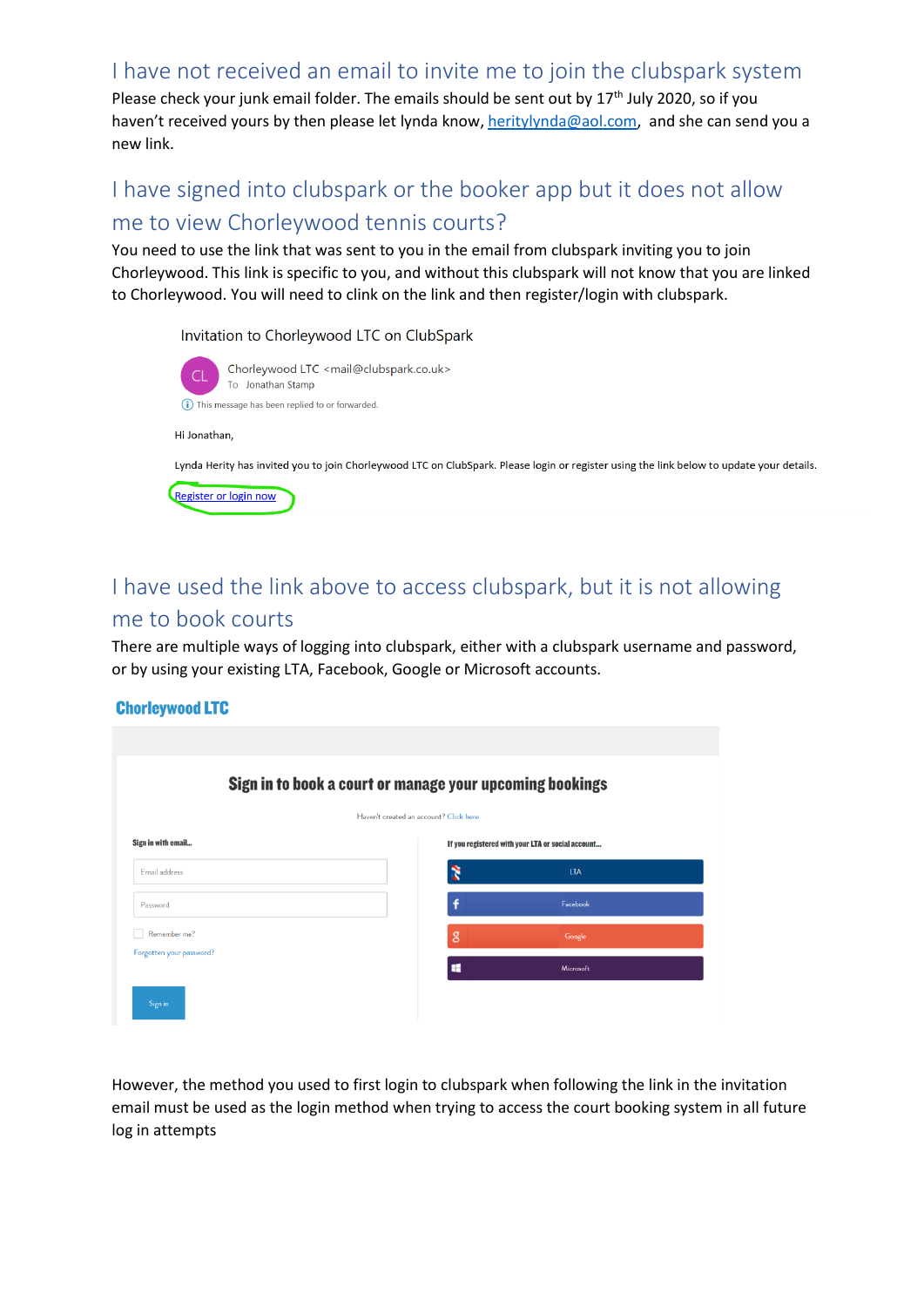## I have not received an email to invite me to join the clubspark system

Please check your junk email folder. The emails should be sent out by 17th July 2020, so if you haven't received yours by then please let lynda know, heritylynda@aol.com, and she can send you a new link.

## I have signed into clubspark or the booker app but it does not allow me to view Chorleywood tennis courts?

You need to use the link that was sent to you in the email from clubspark inviting you to join Chorleywood. This link is specific to you, and without this clubspark will not know that you are linked to Chorleywood. You will need to clink on the link and then register/login with clubspark.

Invitation to Chorleywood LTC on ClubSpark

CL Chorleywood LTC <mail@clubspark.co.uk>
To Jonathan Stamp

This message has been replied to or forwarded.

Hi Jonathan,

Lynda Herity has invited you to join Chorleywood LTC on ClubSpark. Please login or register using the link below to update your details.

Register or login now

## I have used the link above to access clubspark, but it is not allowing me to book courts

There are multiple ways of logging into clubspark, either with a clubspark username and password, or by using your existing LTA, Facebook, Google or Microsoft accounts.

**Chorleywood LTC**

**Sign in to book a court or manage your upcoming bookings**

Haven't created an account? Click here

**Sign in with email...**

Email address

Password

Remember me?

Forgotten your password?

Sign in

**If you registered with your LTA or social account...**

LTA

Facebook

Google

Microsoft

However, the method you used to first login to clubspark when following the link in the invitation email must be used as the login method when trying to access the court booking system in all future log in attempts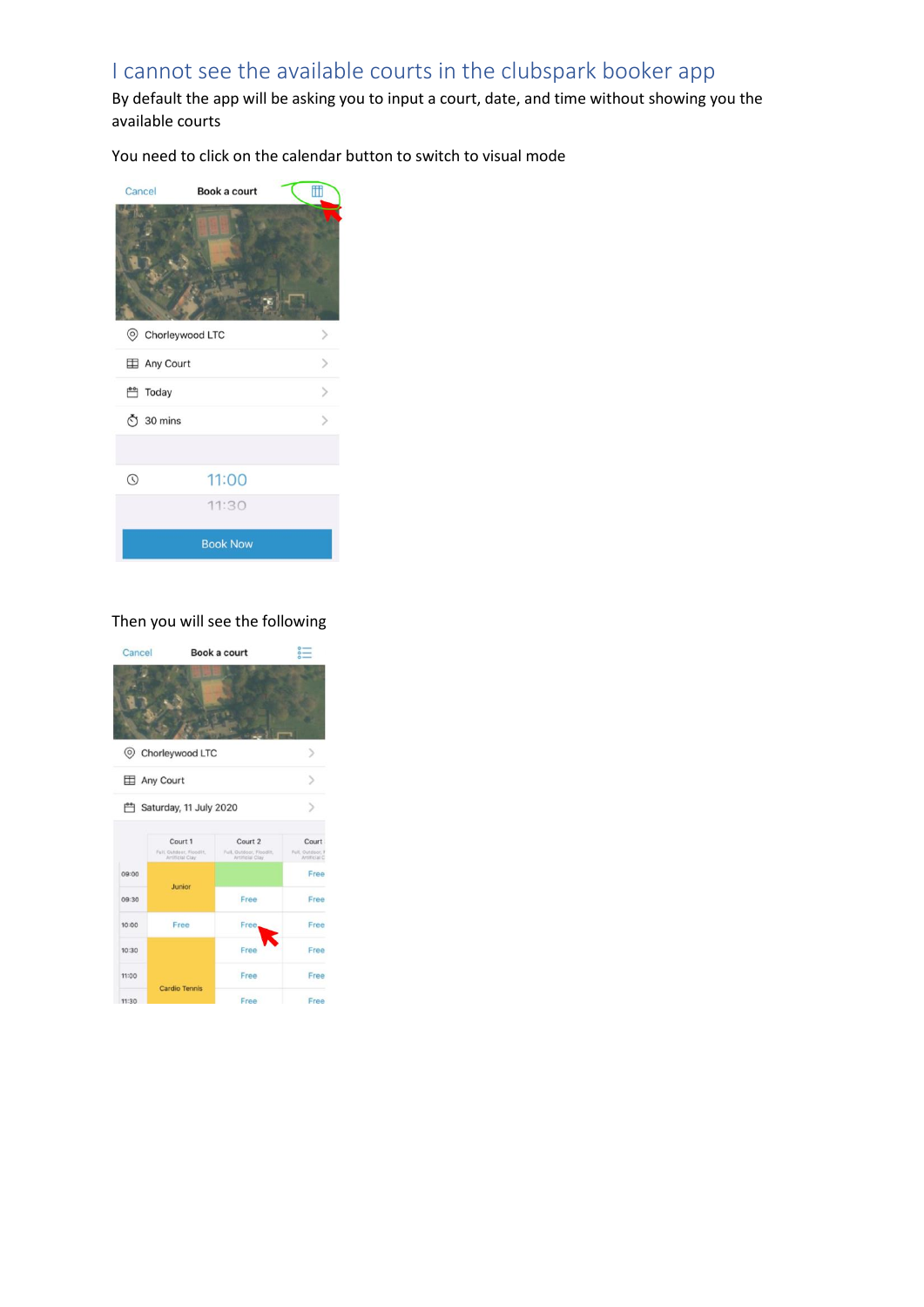## I cannot see the available courts in the clubspark booker app

By default the app will be asking you to input a court, date, and time without showing you the available courts

You need to click on the calendar button to switch to visual mode

Then you will see the following